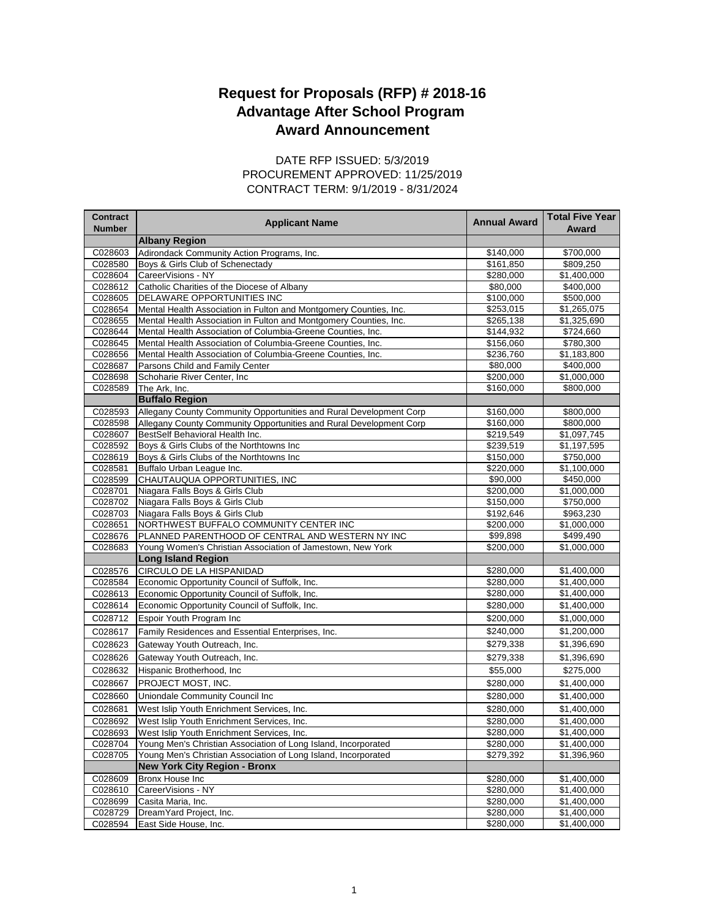# Request for Proposals (RFP) # 2018-16
# Advantage After School Program
# Award Announcement

DATE RFP ISSUED: 5/3/2019
PROCUREMENT APPROVED: 11/25/2019
CONTRACT TERM: 9/1/2019 - 8/31/2024

| Contract Number | Applicant Name | Annual Award | Total Five Year Award |
|---|---|---|---|
| | **Albany Region** | | |
| C028603 | Adirondack Community Action Programs, Inc. | $140,000 | $700,000 |
| C028580 | Boys & Girls Club of Schenectady | $161,850 | $809,250 |
| C028604 | CareerVisions - NY | $280,000 | $1,400,000 |
| C028612 | Catholic Charities of the Diocese of Albany | $80,000 | $400,000 |
| C028605 | DELAWARE OPPORTUNITIES INC | $100,000 | $500,000 |
| C028654 | Mental Health Association in Fulton and Montgomery Counties, Inc. | $253,015 | $1,265,075 |
| C028655 | Mental Health Association in Fulton and Montgomery Counties, Inc. | $265,138 | $1,325,690 |
| C028644 | Mental Health Association of Columbia-Greene Counties, Inc. | $144,932 | $724,660 |
| C028645 | Mental Health Association of Columbia-Greene Counties, Inc. | $156,060 | $780,300 |
| C028656 | Mental Health Association of Columbia-Greene Counties, Inc. | $236,760 | $1,183,800 |
| C028687 | Parsons Child and Family Center | $80,000 | $400,000 |
| C028698 | Schoharie River Center, Inc | $200,000 | $1,000,000 |
| C028589 | The Ark, Inc. | $160,000 | $800,000 |
| | **Buffalo Region** | | |
| C028593 | Allegany County Community Opportunities and Rural Development Corp | $160,000 | $800,000 |
| C028598 | Allegany County Community Opportunities and Rural Development Corp | $160,000 | $800,000 |
| C028607 | BestSelf Behavioral Health Inc. | $219,549 | $1,097,745 |
| C028592 | Boys & Girls Clubs of the Northtowns Inc | $239,519 | $1,197,595 |
| C028619 | Boys & Girls Clubs of the Northtowns Inc | $150,000 | $750,000 |
| C028581 | Buffalo Urban League Inc. | $220,000 | $1,100,000 |
| C028599 | CHAUTAUQUA OPPORTUNITIES, INC | $90,000 | $450,000 |
| C028701 | Niagara Falls Boys & Girls Club | $200,000 | $1,000,000 |
| C028702 | Niagara Falls Boys & Girls Club | $150,000 | $750,000 |
| C028703 | Niagara Falls Boys & Girls Club | $192,646 | $963,230 |
| C028651 | NORTHWEST BUFFALO COMMUNITY CENTER INC | $200,000 | $1,000,000 |
| C028676 | PLANNED PARENTHOOD OF CENTRAL AND WESTERN NY INC | $99,898 | $499,490 |
| C028683 | Young Women's Christian Association of Jamestown, New York | $200,000 | $1,000,000 |
| | **Long Island Region** | | |
| C028576 | CIRCULO DE LA HISPANIDAD | $280,000 | $1,400,000 |
| C028584 | Economic Opportunity Council of Suffolk, Inc. | $280,000 | $1,400,000 |
| C028613 | Economic Opportunity Council of Suffolk, Inc. | $280,000 | $1,400,000 |
| C028614 | Economic Opportunity Council of Suffolk, Inc. | $280,000 | $1,400,000 |
| C028712 | Espoir Youth Program Inc | $200,000 | $1,000,000 |
| C028617 | Family Residences and Essential Enterprises, Inc. | $240,000 | $1,200,000 |
| C028623 | Gateway Youth Outreach, Inc. | $279,338 | $1,396,690 |
| C028626 | Gateway Youth Outreach, Inc. | $279,338 | $1,396,690 |
| C028632 | Hispanic Brotherhood, Inc | $55,000 | $275,000 |
| C028667 | PROJECT MOST, INC. | $280,000 | $1,400,000 |
| C028660 | Uniondale Community Council Inc | $280,000 | $1,400,000 |
| C028681 | West Islip Youth Enrichment Services, Inc. | $280,000 | $1,400,000 |
| C028692 | West Islip Youth Enrichment Services, Inc. | $280,000 | $1,400,000 |
| C028693 | West Islip Youth Enrichment Services, Inc. | $280,000 | $1,400,000 |
| C028704 | Young Men's Christian Association of Long Island, Incorporated | $280,000 | $1,400,000 |
| C028705 | Young Men's Christian Association of Long Island, Incorporated | $279,392 | $1,396,960 |
| | **New York City Region - Bronx** | | |
| C028609 | Bronx House Inc | $280,000 | $1,400,000 |
| C028610 | CareerVisions - NY | $280,000 | $1,400,000 |
| C028699 | Casita Maria, Inc. | $280,000 | $1,400,000 |
| C028729 | DreamYard Project, Inc. | $280,000 | $1,400,000 |
| C028594 | East Side House, Inc. | $280,000 | $1,400,000 |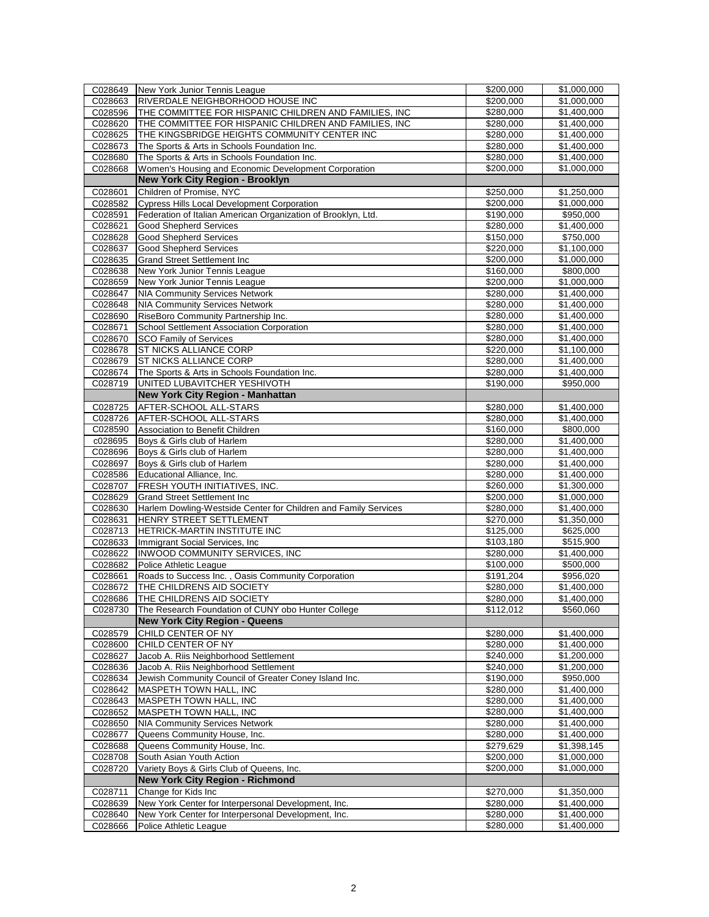| | | | |
|---|---|---|---|
| C028649 | New York Junior Tennis League | $200,000 | $1,000,000 |
| C028663 | RIVERDALE NEIGHBORHOOD HOUSE INC | $200,000 | $1,000,000 |
| C028596 | THE COMMITTEE FOR HISPANIC CHILDREN AND FAMILIES, INC | $280,000 | $1,400,000 |
| C028620 | THE COMMITTEE FOR HISPANIC CHILDREN AND FAMILIES, INC | $280,000 | $1,400,000 |
| C028625 | THE KINGSBRIDGE HEIGHTS COMMUNITY CENTER INC | $280,000 | $1,400,000 |
| C028673 | The Sports & Arts in Schools Foundation Inc. | $280,000 | $1,400,000 |
| C028680 | The Sports & Arts in Schools Foundation Inc. | $280,000 | $1,400,000 |
| C028668 | Women's Housing and Economic Development Corporation | $200,000 | $1,000,000 |
| | **New York City Region - Brooklyn** | | |
| C028601 | Children of Promise, NYC | $250,000 | $1,250,000 |
| C028582 | Cypress Hills Local Development Corporation | $200,000 | $1,000,000 |
| C028591 | Federation of Italian American Organization of Brooklyn, Ltd. | $190,000 | $950,000 |
| C028621 | Good Shepherd Services | $280,000 | $1,400,000 |
| C028628 | Good Shepherd Services | $150,000 | $750,000 |
| C028637 | Good Shepherd Services | $220,000 | $1,100,000 |
| C028635 | Grand Street Settlement Inc | $200,000 | $1,000,000 |
| C028638 | New York Junior Tennis League | $160,000 | $800,000 |
| C028659 | New York Junior Tennis League | $200,000 | $1,000,000 |
| C028647 | NIA Community Services Network | $280,000 | $1,400,000 |
| C028648 | NIA Community Services Network | $280,000 | $1,400,000 |
| C028690 | RiseBoro Community Partnership Inc. | $280,000 | $1,400,000 |
| C028671 | School Settlement Association Corporation | $280,000 | $1,400,000 |
| C028670 | SCO Family of Services | $280,000 | $1,400,000 |
| C028678 | ST NICKS ALLIANCE CORP | $220,000 | $1,100,000 |
| C028679 | ST NICKS ALLIANCE CORP | $280,000 | $1,400,000 |
| C028674 | The Sports & Arts in Schools Foundation Inc. | $280,000 | $1,400,000 |
| C028719 | UNITED LUBAVITCHER YESHIVOTH | $190,000 | $950,000 |
| | **New York City Region - Manhattan** | | |
| C028725 | AFTER-SCHOOL ALL-STARS | $280,000 | $1,400,000 |
| C028726 | AFTER-SCHOOL ALL-STARS | $280,000 | $1,400,000 |
| C028590 | Association to Benefit Children | $160,000 | $800,000 |
| c028695 | Boys & Girls club of Harlem | $280,000 | $1,400,000 |
| C028696 | Boys & Girls club of Harlem | $280,000 | $1,400,000 |
| C028697 | Boys & Girls club of Harlem | $280,000 | $1,400,000 |
| C028586 | Educational Alliance, Inc. | $280,000 | $1,400,000 |
| C028707 | FRESH YOUTH INITIATIVES, INC. | $260,000 | $1,300,000 |
| C028629 | Grand Street Settlement Inc | $200,000 | $1,000,000 |
| C028630 | Harlem Dowling-Westside Center for Children and Family Services | $280,000 | $1,400,000 |
| C028631 | HENRY STREET SETTLEMENT | $270,000 | $1,350,000 |
| C028713 | HETRICK-MARTIN INSTITUTE INC | $125,000 | $625,000 |
| C028633 | Immigrant Social Services, Inc | $103,180 | $515,900 |
| C028622 | INWOOD COMMUNITY SERVICES, INC | $280,000 | $1,400,000 |
| C028682 | Police Athletic League | $100,000 | $500,000 |
| C028661 | Roads to Success Inc. , Oasis Community Corporation | $191,204 | $956,020 |
| C028672 | THE CHILDRENS AID SOCIETY | $280,000 | $1,400,000 |
| C028686 | THE CHILDRENS AID SOCIETY | $280,000 | $1,400,000 |
| C028730 | The Research Foundation of CUNY obo Hunter College | $112,012 | $560,060 |
| | **New York City Region - Queens** | | |
| C028579 | CHILD CENTER OF NY | $280,000 | $1,400,000 |
| C028600 | CHILD CENTER OF NY | $280,000 | $1,400,000 |
| C028627 | Jacob A. Riis Neighborhood Settlement | $240,000 | $1,200,000 |
| C028636 | Jacob A. Riis Neighborhood Settlement | $240,000 | $1,200,000 |
| C028634 | Jewish Community Council of Greater Coney Island Inc. | $190,000 | $950,000 |
| C028642 | MASPETH TOWN HALL, INC | $280,000 | $1,400,000 |
| C028643 | MASPETH TOWN HALL, INC | $280,000 | $1,400,000 |
| C028652 | MASPETH TOWN HALL, INC | $280,000 | $1,400,000 |
| C028650 | NIA Community Services Network | $280,000 | $1,400,000 |
| C028677 | Queens Community House, Inc. | $280,000 | $1,400,000 |
| C028688 | Queens Community House, Inc. | $279,629 | $1,398,145 |
| C028708 | South Asian Youth Action | $200,000 | $1,000,000 |
| C028720 | Variety Boys & Girls Club of Queens, Inc. | $200,000 | $1,000,000 |
| | **New York City Region - Richmond** | | |
| C028711 | Change for Kids Inc | $270,000 | $1,350,000 |
| C028639 | New York Center for Interpersonal Development, Inc. | $280,000 | $1,400,000 |
| C028640 | New York Center for Interpersonal Development, Inc. | $280,000 | $1,400,000 |
| C028666 | Police Athletic League | $280,000 | $1,400,000 |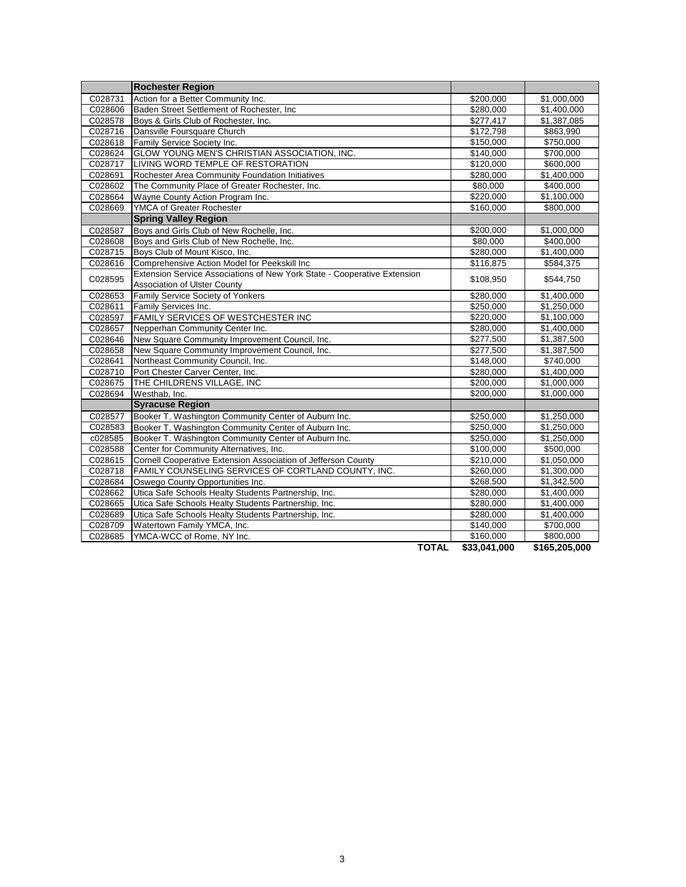| | | | |
|---|---|---|---|
| | **Rochester Region** | | |
| C028731 | Action for a Better Community Inc. | $200,000 | $1,000,000 |
| C028606 | Baden Street Settlement of Rochester, Inc | $280,000 | $1,400,000 |
| C028578 | Boys & Girls Club of Rochester, Inc. | $277,417 | $1,387,085 |
| C028716 | Dansville Foursquare Church | $172,798 | $863,990 |
| C028618 | Family Service Society Inc. | $150,000 | $750,000 |
| C028624 | GLOW YOUNG MEN'S CHRISTIAN ASSOCIATION, INC. | $140,000 | $700,000 |
| C028717 | LIVING WORD TEMPLE OF RESTORATION | $120,000 | $600,000 |
| C028691 | Rochester Area Community Foundation Initiatives | $280,000 | $1,400,000 |
| C028602 | The Community Place of Greater Rochester, Inc. | $80,000 | $400,000 |
| C028664 | Wayne County Action Program Inc. | $220,000 | $1,100,000 |
| C028669 | YMCA of Greater Rochester | $160,000 | $800,000 |
| | **Spring Valley Region** | | |
| C028587 | Boys and Girls Club of New Rochelle, Inc. | $200,000 | $1,000,000 |
| C028608 | Boys and Girls Club of New Rochelle, Inc. | $80,000 | $400,000 |
| C028715 | Boys Club of Mount Kisco, Inc. | $280,000 | $1,400,000 |
| C028616 | Comprehensive Action Model for Peekskill Inc | $116,875 | $584,375 |
| C028595 | Extension Service Associations of New York State - Cooperative Extension Association of Ulster County | $108,950 | $544,750 |
| C028653 | Family Service Society of Yonkers | $280,000 | $1,400,000 |
| C028611 | Family Services Inc. | $250,000 | $1,250,000 |
| C028597 | FAMILY SERVICES OF WESTCHESTER INC | $220,000 | $1,100,000 |
| C028657 | Nepperhan Community Center Inc. | $280,000 | $1,400,000 |
| C028646 | New Square Community Improvement Council, Inc. | $277,500 | $1,387,500 |
| C028658 | New Square Community Improvement Council, Inc. | $277,500 | $1,387,500 |
| C028641 | Northeast Community Council, Inc. | $148,000 | $740,000 |
| C028710 | Port Chester Carver Center, Inc. | $280,000 | $1,400,000 |
| C028675 | THE CHILDRENS VILLAGE, INC | $200,000 | $1,000,000 |
| C028694 | Westhab, Inc. | $200,000 | $1,000,000 |
| | **Syracuse Region** | | |
| C028577 | Booker T. Washington Community Center of Auburn Inc. | $250,000 | $1,250,000 |
| C028583 | Booker T. Washington Community Center of Auburn Inc. | $250,000 | $1,250,000 |
| c028585 | Booker T. Washington Community Center of Auburn Inc. | $250,000 | $1,250,000 |
| C028588 | Center for Community Alternatives, Inc. | $100,000 | $500,000 |
| C028615 | Cornell Cooperative Extension Association of Jefferson County | $210,000 | $1,050,000 |
| C028718 | FAMILY COUNSELING SERVICES OF CORTLAND COUNTY, INC. | $260,000 | $1,300,000 |
| C028684 | Oswego County Opportunities Inc. | $268,500 | $1,342,500 |
| C028662 | Utica Safe Schools Healty Students Partnership, Inc. | $280,000 | $1,400,000 |
| C028665 | Utica Safe Schools Healty Students Partnership, Inc. | $280,000 | $1,400,000 |
| C028689 | Utica Safe Schools Healty Students Partnership, Inc. | $280,000 | $1,400,000 |
| C028709 | Watertown Family YMCA, Inc. | $140,000 | $700,000 |
| C028685 | YMCA-WCC of Rome, NY Inc. | $160,000 | $800,000 |
| | **TOTAL** | **$33,041,000** | **$165,205,000** |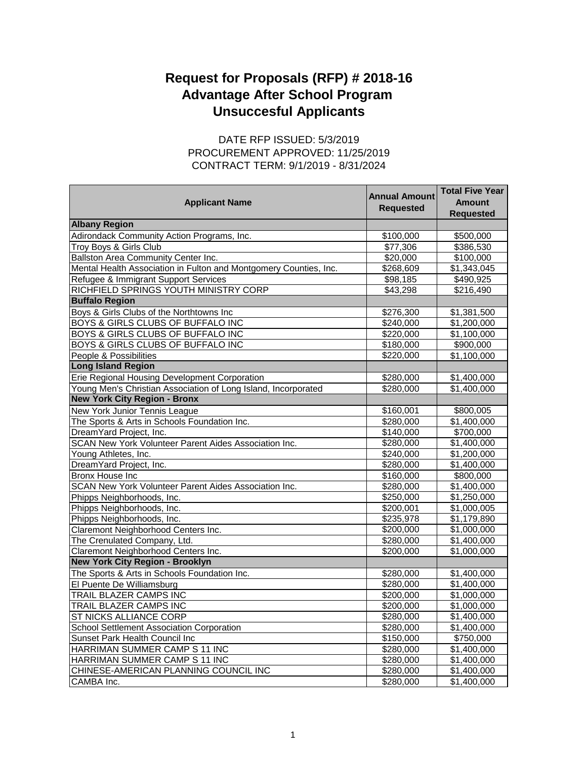# Request for Proposals (RFP) # 2018-16
# Advantage After School Program
# Unsuccesful Applicants

DATE RFP ISSUED: 5/3/2019
PROCUREMENT APPROVED: 11/25/2019
CONTRACT TERM: 9/1/2019 - 8/31/2024

| Applicant Name | Annual Amount Requested | Total Five Year Amount Requested |
|---|---|---|
| **Albany Region** | | |
| Adirondack Community Action Programs, Inc. | $100,000 | $500,000 |
| Troy Boys & Girls Club | $77,306 | $386,530 |
| Ballston Area Community Center Inc. | $20,000 | $100,000 |
| Mental Health Association in Fulton and Montgomery Counties, Inc. | $268,609 | $1,343,045 |
| Refugee & Immigrant Support Services | $98,185 | $490,925 |
| RICHFIELD SPRINGS YOUTH MINISTRY CORP | $43,298 | $216,490 |
| **Buffalo Region** | | |
| Boys & Girls Clubs of the Northtowns Inc | $276,300 | $1,381,500 |
| BOYS & GIRLS CLUBS OF BUFFALO INC | $240,000 | $1,200,000 |
| BOYS & GIRLS CLUBS OF BUFFALO INC | $220,000 | $1,100,000 |
| BOYS & GIRLS CLUBS OF BUFFALO INC | $180,000 | $900,000 |
| People & Possibilities | $220,000 | $1,100,000 |
| **Long Island Region** | | |
| Erie Regional Housing Development Corporation | $280,000 | $1,400,000 |
| Young Men's Christian Association of Long Island, Incorporated | $280,000 | $1,400,000 |
| **New York City Region - Bronx** | | |
| New York Junior Tennis League | $160,001 | $800,005 |
| The Sports & Arts in Schools Foundation Inc. | $280,000 | $1,400,000 |
| DreamYard Project, Inc. | $140,000 | $700,000 |
| SCAN New York Volunteer Parent Aides Association Inc. | $280,000 | $1,400,000 |
| Young Athletes, Inc. | $240,000 | $1,200,000 |
| DreamYard Project, Inc. | $280,000 | $1,400,000 |
| Bronx House Inc | $160,000 | $800,000 |
| SCAN New York Volunteer Parent Aides Association Inc. | $280,000 | $1,400,000 |
| Phipps Neighborhoods, Inc. | $250,000 | $1,250,000 |
| Phipps Neighborhoods, Inc. | $200,001 | $1,000,005 |
| Phipps Neighborhoods, Inc. | $235,978 | $1,179,890 |
| Claremont Neighborhood Centers Inc. | $200,000 | $1,000,000 |
| The Crenulated Company, Ltd. | $280,000 | $1,400,000 |
| Claremont Neighborhood Centers Inc. | $200,000 | $1,000,000 |
| **New York City Region - Brooklyn** | | |
| The Sports & Arts in Schools Foundation Inc. | $280,000 | $1,400,000 |
| El Puente De Williamsburg | $280,000 | $1,400,000 |
| TRAIL BLAZER CAMPS INC | $200,000 | $1,000,000 |
| TRAIL BLAZER CAMPS INC | $200,000 | $1,000,000 |
| ST NICKS ALLIANCE CORP | $280,000 | $1,400,000 |
| School Settlement Association Corporation | $280,000 | $1,400,000 |
| Sunset Park Health Council Inc | $150,000 | $750,000 |
| HARRIMAN SUMMER CAMP S 11 INC | $280,000 | $1,400,000 |
| HARRIMAN SUMMER CAMP S 11 INC | $280,000 | $1,400,000 |
| CHINESE-AMERICAN PLANNING COUNCIL INC | $280,000 | $1,400,000 |
| CAMBA Inc. | $280,000 | $1,400,000 |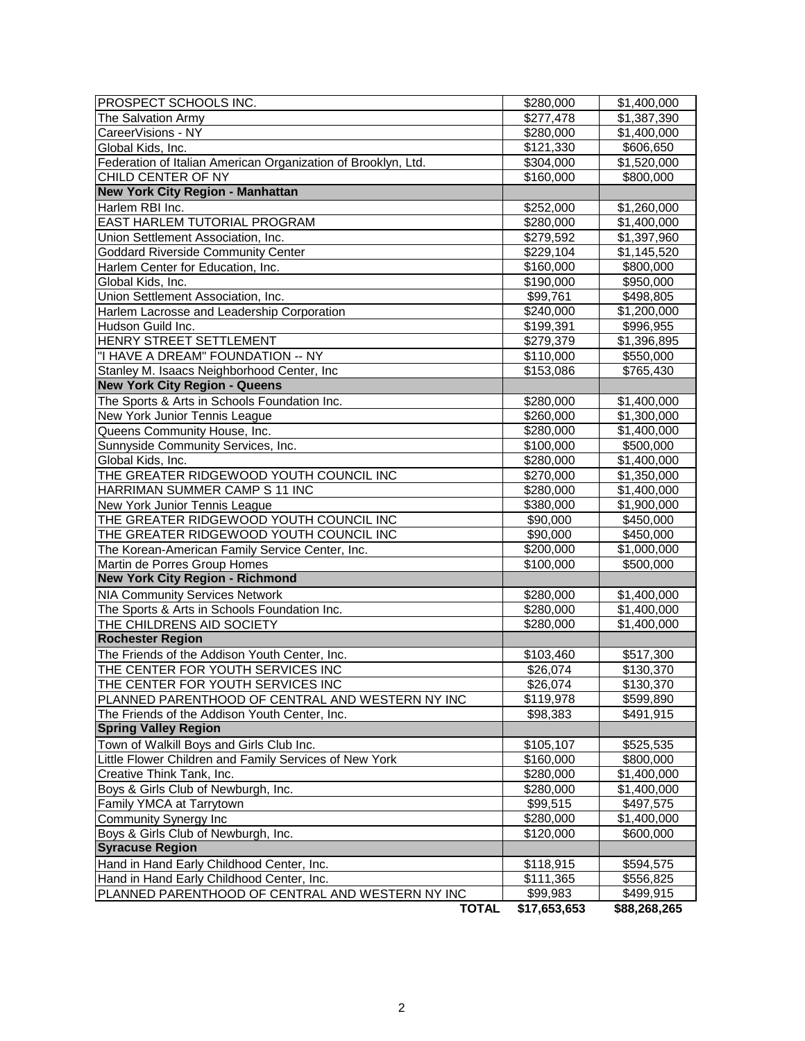| | | |
|---|---|---|
| PROSPECT SCHOOLS INC. | $280,000 | $1,400,000 |
| The Salvation Army | $277,478 | $1,387,390 |
| CareerVisions - NY | $280,000 | $1,400,000 |
| Global Kids, Inc. | $121,330 | $606,650 |
| Federation of Italian American Organization of Brooklyn, Ltd. | $304,000 | $1,520,000 |
| CHILD CENTER OF NY | $160,000 | $800,000 |
| **New York City Region - Manhattan** | | |
| Harlem RBI Inc. | $252,000 | $1,260,000 |
| EAST HARLEM TUTORIAL PROGRAM | $280,000 | $1,400,000 |
| Union Settlement Association, Inc. | $279,592 | $1,397,960 |
| Goddard Riverside Community Center | $229,104 | $1,145,520 |
| Harlem Center for Education, Inc. | $160,000 | $800,000 |
| Global Kids, Inc. | $190,000 | $950,000 |
| Union Settlement Association, Inc. | $99,761 | $498,805 |
| Harlem Lacrosse and Leadership Corporation | $240,000 | $1,200,000 |
| Hudson Guild Inc. | $199,391 | $996,955 |
| HENRY STREET SETTLEMENT | $279,379 | $1,396,895 |
| "I HAVE A DREAM" FOUNDATION -- NY | $110,000 | $550,000 |
| Stanley M. Isaacs Neighborhood Center, Inc | $153,086 | $765,430 |
| **New York City Region - Queens** | | |
| The Sports & Arts in Schools Foundation Inc. | $280,000 | $1,400,000 |
| New York Junior Tennis League | $260,000 | $1,300,000 |
| Queens Community House, Inc. | $280,000 | $1,400,000 |
| Sunnyside Community Services, Inc. | $100,000 | $500,000 |
| Global Kids, Inc. | $280,000 | $1,400,000 |
| THE GREATER RIDGEWOOD YOUTH COUNCIL INC | $270,000 | $1,350,000 |
| HARRIMAN SUMMER CAMP S 11 INC | $280,000 | $1,400,000 |
| New York Junior Tennis League | $380,000 | $1,900,000 |
| THE GREATER RIDGEWOOD YOUTH COUNCIL INC | $90,000 | $450,000 |
| THE GREATER RIDGEWOOD YOUTH COUNCIL INC | $90,000 | $450,000 |
| The Korean-American Family Service Center, Inc. | $200,000 | $1,000,000 |
| Martin de Porres Group Homes | $100,000 | $500,000 |
| **New York City Region - Richmond** | | |
| NIA Community Services Network | $280,000 | $1,400,000 |
| The Sports & Arts in Schools Foundation Inc. | $280,000 | $1,400,000 |
| THE CHILDRENS AID SOCIETY | $280,000 | $1,400,000 |
| **Rochester Region** | | |
| The Friends of the Addison Youth Center, Inc. | $103,460 | $517,300 |
| THE CENTER FOR YOUTH SERVICES INC | $26,074 | $130,370 |
| THE CENTER FOR YOUTH SERVICES INC | $26,074 | $130,370 |
| PLANNED PARENTHOOD OF CENTRAL AND WESTERN NY INC | $119,978 | $599,890 |
| The Friends of the Addison Youth Center, Inc. | $98,383 | $491,915 |
| **Spring Valley Region** | | |
| Town of Walkill Boys and Girls Club Inc. | $105,107 | $525,535 |
| Little Flower Children and Family Services of New York | $160,000 | $800,000 |
| Creative Think Tank, Inc. | $280,000 | $1,400,000 |
| Boys & Girls Club of Newburgh, Inc. | $280,000 | $1,400,000 |
| Family YMCA at Tarrytown | $99,515 | $497,575 |
| Community Synergy Inc | $280,000 | $1,400,000 |
| Boys & Girls Club of Newburgh, Inc. | $120,000 | $600,000 |
| **Syracuse Region** | | |
| Hand in Hand Early Childhood Center, Inc. | $118,915 | $594,575 |
| Hand in Hand Early Childhood Center, Inc. | $111,365 | $556,825 |
| PLANNED PARENTHOOD OF CENTRAL AND WESTERN NY INC | $99,983 | $499,915 |
| **TOTAL** | **$17,653,653** | **$88,268,265** |